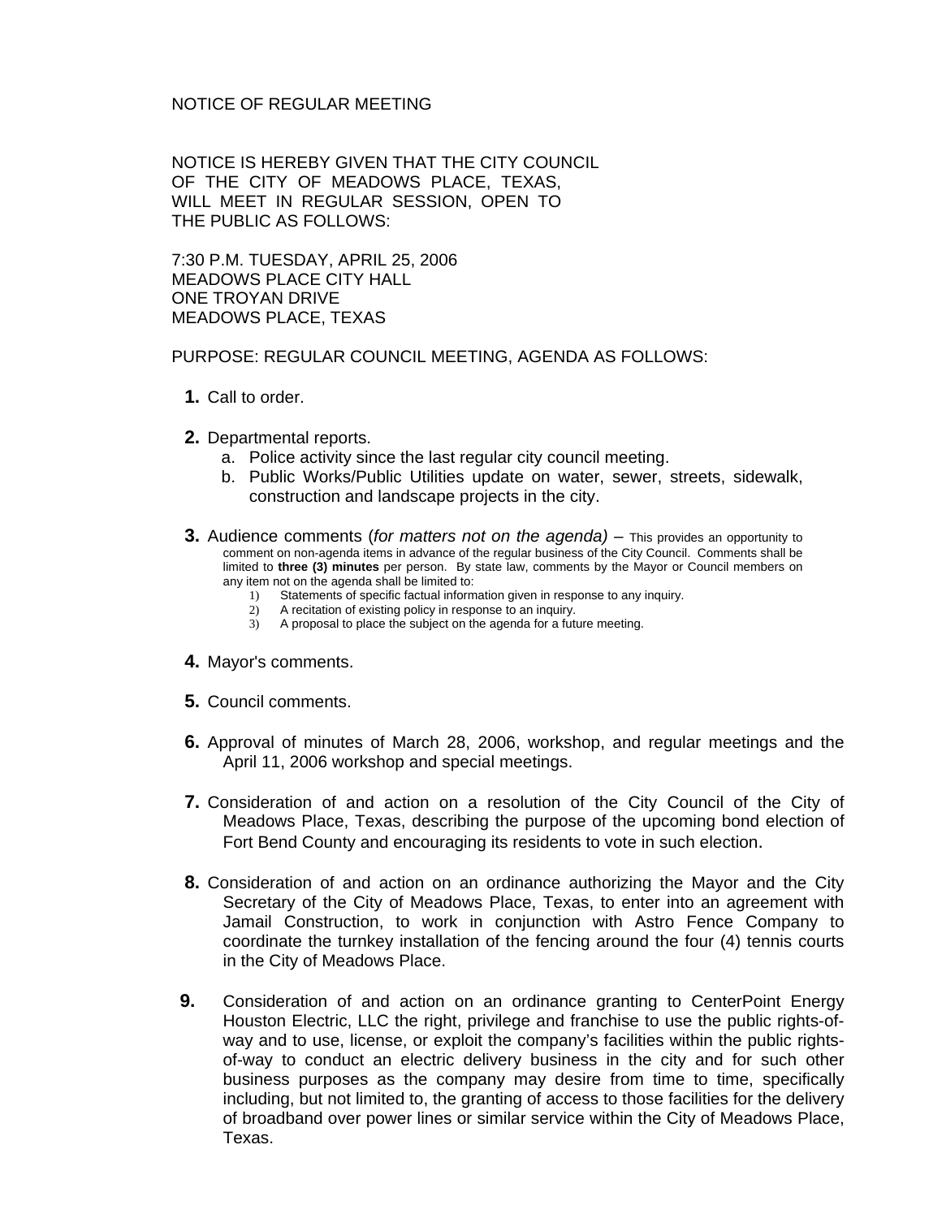NOTICE OF REGULAR MEETING

NOTICE IS HEREBY GIVEN THAT THE CITY COUNCIL OF THE CITY OF MEADOWS PLACE, TEXAS, WILL MEET IN REGULAR SESSION, OPEN TO THE PUBLIC AS FOLLOWS:

7:30 P.M. TUESDAY, APRIL 25, 2006
MEADOWS PLACE CITY HALL
ONE TROYAN DRIVE
MEADOWS PLACE, TEXAS

PURPOSE: REGULAR COUNCIL MEETING, AGENDA AS FOLLOWS:

**1.** Call to order.

**2.** Departmental reports.
   a. Police activity since the last regular city council meeting.
   b. Public Works/Public Utilities update on water, sewer, streets, sidewalk, construction and landscape projects in the city.

**3.** Audience comments (*for matters not on the agenda)* – This provides an opportunity to comment on non-agenda items in advance of the regular business of the City Council. Comments shall be limited to **three (3) minutes** per person. By state law, comments by the Mayor or Council members on any item not on the agenda shall be limited to:
   1) Statements of specific factual information given in response to any inquiry.
   2) A recitation of existing policy in response to an inquiry.
   3) A proposal to place the subject on the agenda for a future meeting.

**4.** Mayor's comments.

**5.** Council comments.

**6.** Approval of minutes of March 28, 2006, workshop, and regular meetings and the April 11, 2006 workshop and special meetings.

**7.** Consideration of and action on a resolution of the City Council of the City of Meadows Place, Texas, describing the purpose of the upcoming bond election of Fort Bend County and encouraging its residents to vote in such election.

**8.** Consideration of and action on an ordinance authorizing the Mayor and the City Secretary of the City of Meadows Place, Texas, to enter into an agreement with Jamail Construction, to work in conjunction with Astro Fence Company to coordinate the turnkey installation of the fencing around the four (4) tennis courts in the City of Meadows Place.

**9.** Consideration of and action on an ordinance granting to CenterPoint Energy Houston Electric, LLC the right, privilege and franchise to use the public rights-of-way and to use, license, or exploit the company's facilities within the public rights-of-way to conduct an electric delivery business in the city and for such other business purposes as the company may desire from time to time, specifically including, but not limited to, the granting of access to those facilities for the delivery of broadband over power lines or similar service within the City of Meadows Place, Texas.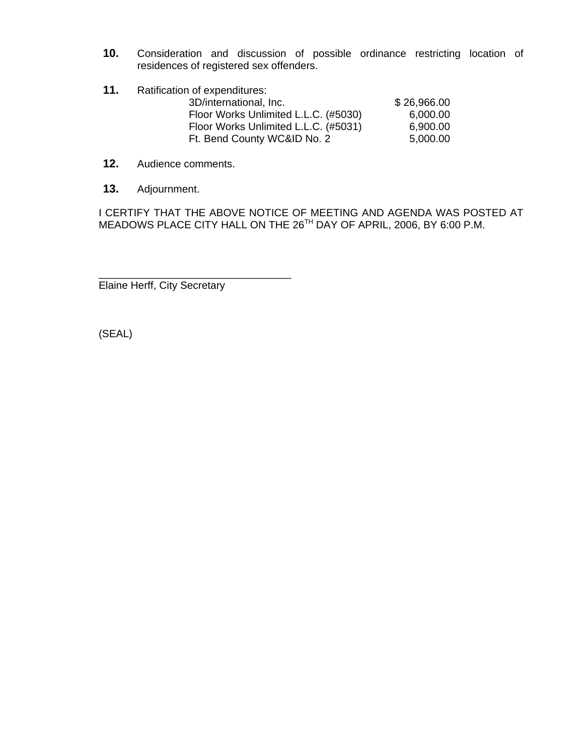**10.** Consideration and discussion of possible ordinance restricting location of residences of registered sex offenders.

**11.** Ratification of expenditures:

| | |
|---|---|
| 3D/international, Inc. | $ 26,966.00 |
| Floor Works Unlimited L.L.C. (#5030) | 6,000.00 |
| Floor Works Unlimited L.L.C. (#5031) | 6,900.00 |
| Ft. Bend County WC&ID No. 2 | 5,000.00 |

**12.** Audience comments.

**13.** Adjournment.

I CERTIFY THAT THE ABOVE NOTICE OF MEETING AND AGENDA WAS POSTED AT MEADOWS PLACE CITY HALL ON THE 26TH DAY OF APRIL, 2006, BY 6:00 P.M.

________________________________
Elaine Herff, City Secretary

(SEAL)